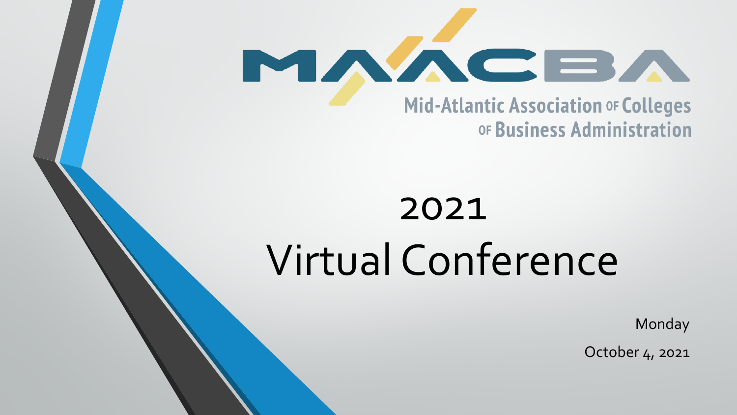MAACBA

Mid-Atlantic Association of Colleges of Business Administration

# 2021 Virtual Conference

Monday

October 4, 2021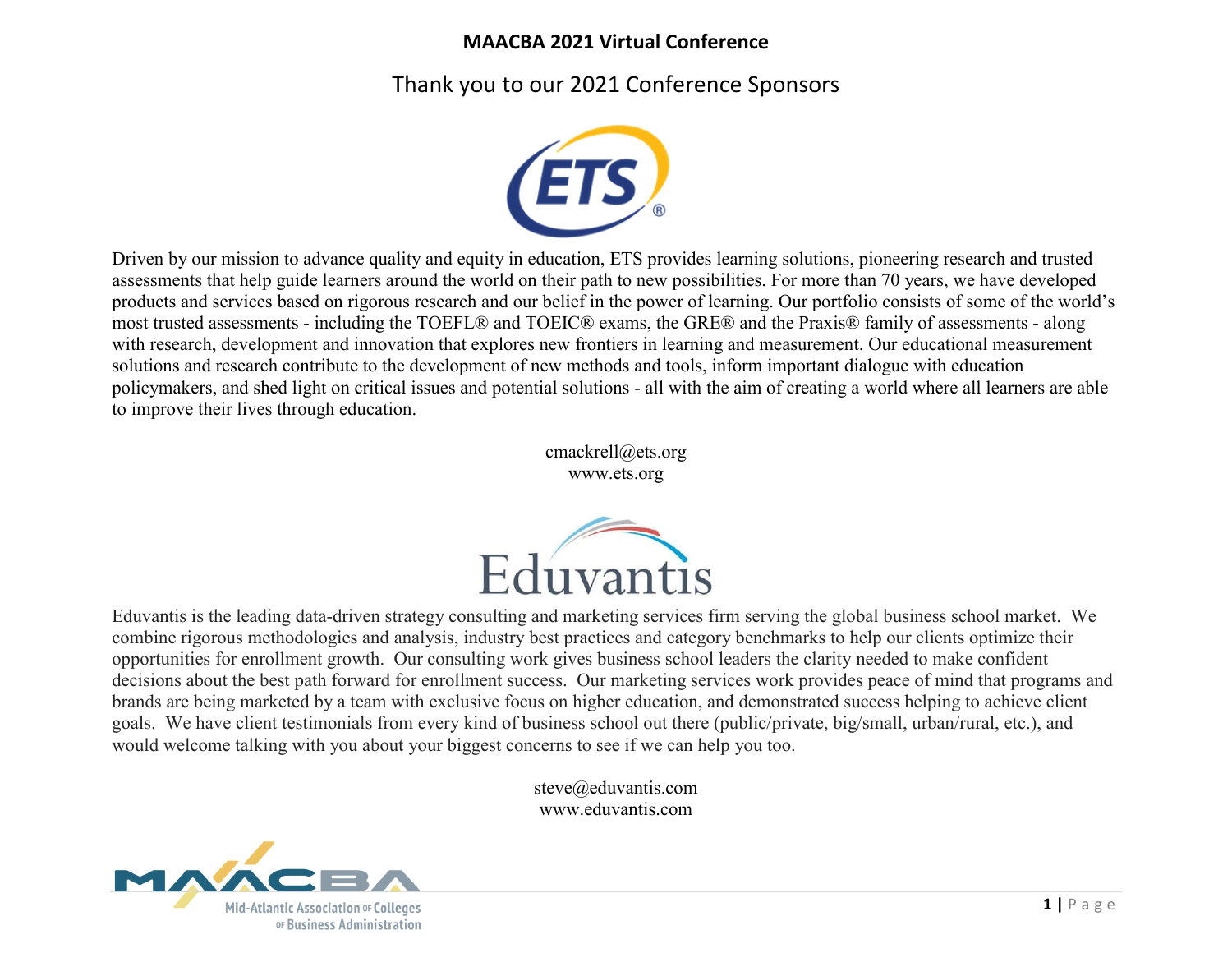# MAACBA 2021 Virtual Conference

## Thank you to our 2021 Conference Sponsors

Driven by our mission to advance quality and equity in education, ETS provides learning solutions, pioneering research and trusted assessments that help guide learners around the world on their path to new possibilities. For more than 70 years, we have developed products and services based on rigorous research and our belief in the power of learning. Our portfolio consists of some of the world's most trusted assessments - including the TOEFL® and TOEIC® exams, the GRE® and the Praxis® family of assessments - along with research, development and innovation that explores new frontiers in learning and measurement. Our educational measurement solutions and research contribute to the development of new methods and tools, inform important dialogue with education policymakers, and shed light on critical issues and potential solutions - all with the aim of creating a world where all learners are able to improve their lives through education.

cmackrell@ets.org
www.ets.org

Eduvantis is the leading data-driven strategy consulting and marketing services firm serving the global business school market. We combine rigorous methodologies and analysis, industry best practices and category benchmarks to help our clients optimize their opportunities for enrollment growth. Our consulting work gives business school leaders the clarity needed to make confident decisions about the best path forward for enrollment success. Our marketing services work provides peace of mind that programs and brands are being marketed by a team with exclusive focus on higher education, and demonstrated success helping to achieve client goals. We have client testimonials from every kind of business school out there (public/private, big/small, urban/rural, etc.), and would welcome talking with you about your biggest concerns to see if we can help you too.

steve@eduvantis.com
www.eduvantis.com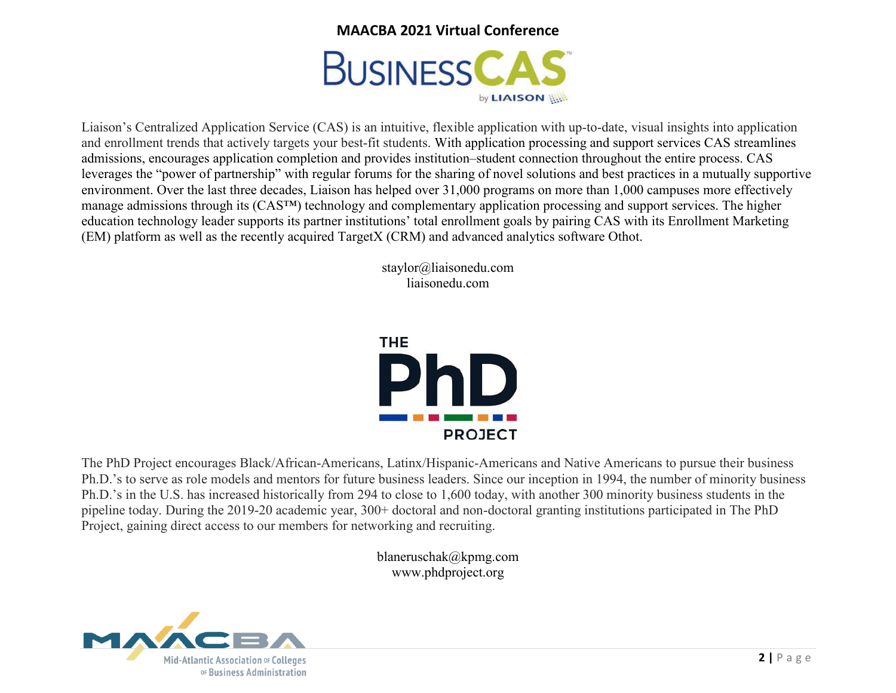Liaison's Centralized Application Service (CAS) is an intuitive, flexible application with up-to-date, visual insights into application and enrollment trends that actively targets your best-fit students. With application processing and support services CAS streamlines admissions, encourages application completion and provides institution–student connection throughout the entire process. CAS leverages the "power of partnership" with regular forums for the sharing of novel solutions and best practices in a mutually supportive environment. Over the last three decades, Liaison has helped over 31,000 programs on more than 1,000 campuses more effectively manage admissions through its (CAS™) technology and complementary application processing and support services. The higher education technology leader supports its partner institutions' total enrollment goals by pairing CAS with its Enrollment Marketing (EM) platform as well as the recently acquired TargetX (CRM) and advanced analytics software Othot.

staylor@liaisonedu.com
liaisonedu.com

The PhD Project encourages Black/African-Americans, Latinx/Hispanic-Americans and Native Americans to pursue their business Ph.D.'s to serve as role models and mentors for future business leaders. Since our inception in 1994, the number of minority business Ph.D.'s in the U.S. has increased historically from 294 to close to 1,600 today, with another 300 minority business students in the pipeline today. During the 2019-20 academic year, 300+ doctoral and non-doctoral granting institutions participated in The PhD Project, gaining direct access to our members for networking and recruiting.

blaneruschak@kpmg.com
www.phdproject.org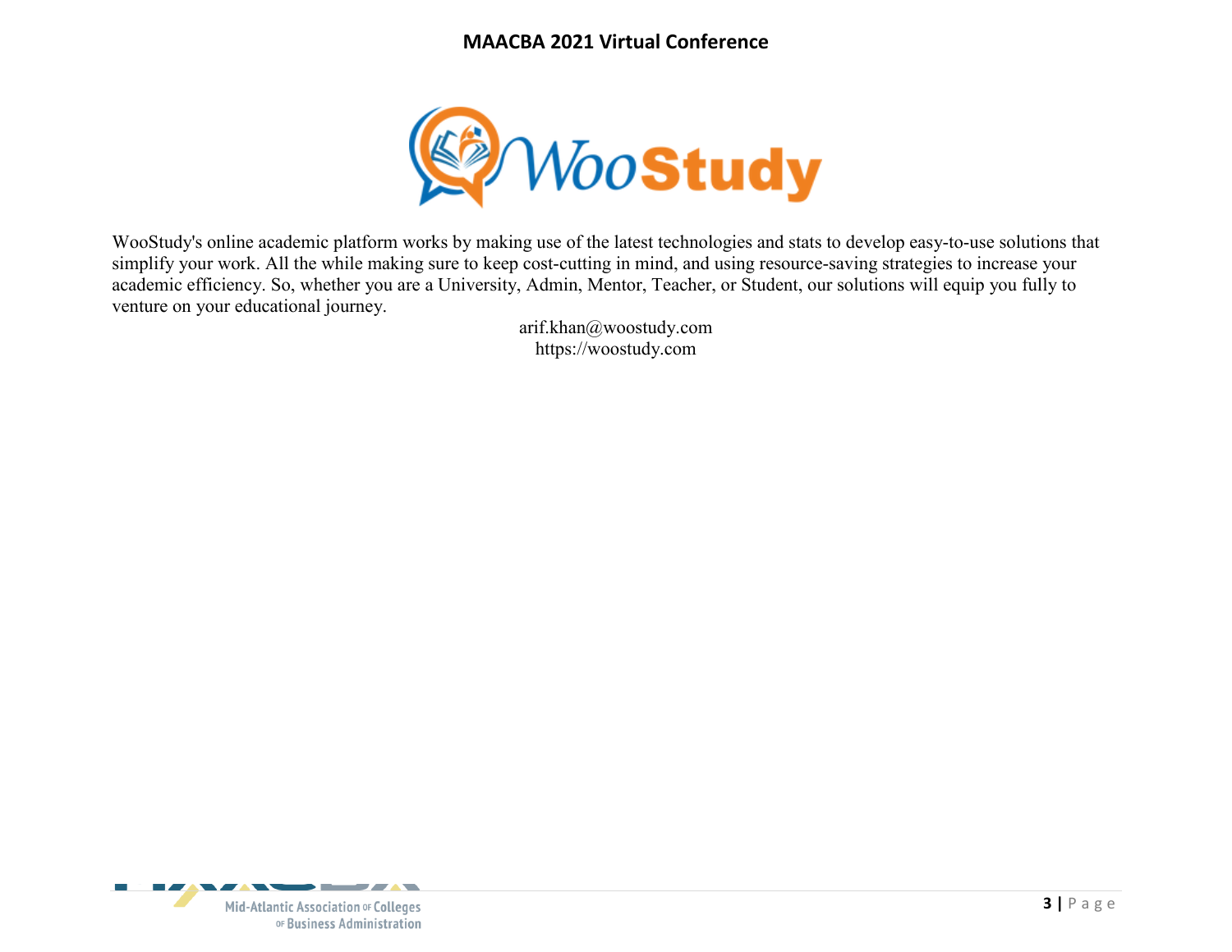WooStudy's online academic platform works by making use of the latest technologies and stats to develop easy-to-use solutions that simplify your work. All the while making sure to keep cost-cutting in mind, and using resource-saving strategies to increase your academic efficiency. So, whether you are a University, Admin, Mentor, Teacher, or Student, our solutions will equip you fully to venture on your educational journey.

arif.khan@woostudy.com
https://woostudy.com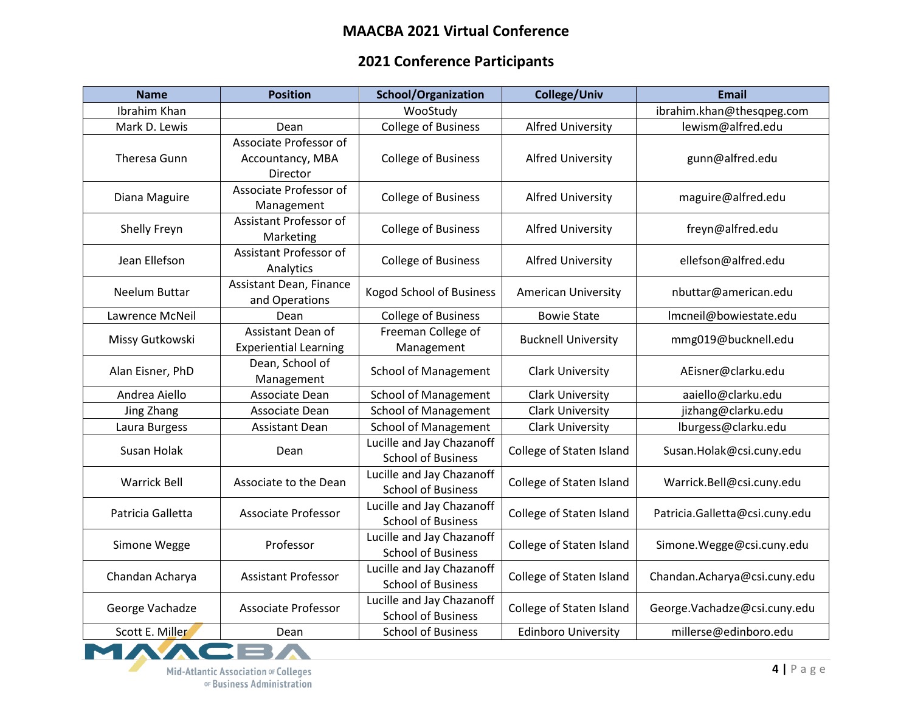## MAACBA 2021 Virtual Conference

## 2021 Conference Participants

| Name | Position | School/Organization | College/Univ | Email |
|---|---|---|---|---|
| Ibrahim Khan | | WooStudy | | ibrahim.khan@thesqpeg.com |
| Mark D. Lewis | Dean | College of Business | Alfred University | lewism@alfred.edu |
| Theresa Gunn | Associate Professor of Accountancy, MBA Director | College of Business | Alfred University | gunn@alfred.edu |
| Diana Maguire | Associate Professor of Management | College of Business | Alfred University | maguire@alfred.edu |
| Shelly Freyn | Assistant Professor of Marketing | College of Business | Alfred University | freyn@alfred.edu |
| Jean Ellefson | Assistant Professor of Analytics | College of Business | Alfred University | ellefson@alfred.edu |
| Neelum Buttar | Assistant Dean, Finance and Operations | Kogod School of Business | American University | nbuttar@american.edu |
| Lawrence McNeil | Dean | College of Business | Bowie State | lmcneil@bowiestate.edu |
| Missy Gutkowski | Assistant Dean of Experiential Learning | Freeman College of Management | Bucknell University | mmg019@bucknell.edu |
| Alan Eisner, PhD | Dean, School of Management | School of Management | Clark University | AEisner@clarku.edu |
| Andrea Aiello | Associate Dean | School of Management | Clark University | aaiello@clarku.edu |
| Jing Zhang | Associate Dean | School of Management | Clark University | jizhang@clarku.edu |
| Laura Burgess | Assistant Dean | School of Management | Clark University | lburgess@clarku.edu |
| Susan Holak | Dean | Lucille and Jay Chazanoff School of Business | College of Staten Island | Susan.Holak@csi.cuny.edu |
| Warrick Bell | Associate to the Dean | Lucille and Jay Chazanoff School of Business | College of Staten Island | Warrick.Bell@csi.cuny.edu |
| Patricia Galletta | Associate Professor | Lucille and Jay Chazanoff School of Business | College of Staten Island | Patricia.Galletta@csi.cuny.edu |
| Simone Wegge | Professor | Lucille and Jay Chazanoff School of Business | College of Staten Island | Simone.Wegge@csi.cuny.edu |
| Chandan Acharya | Assistant Professor | Lucille and Jay Chazanoff School of Business | College of Staten Island | Chandan.Acharya@csi.cuny.edu |
| George Vachadze | Associate Professor | Lucille and Jay Chazanoff School of Business | College of Staten Island | George.Vachadze@csi.cuny.edu |
| Scott E. Miller | Dean | School of Business | Edinboro University | millerse@edinboro.edu |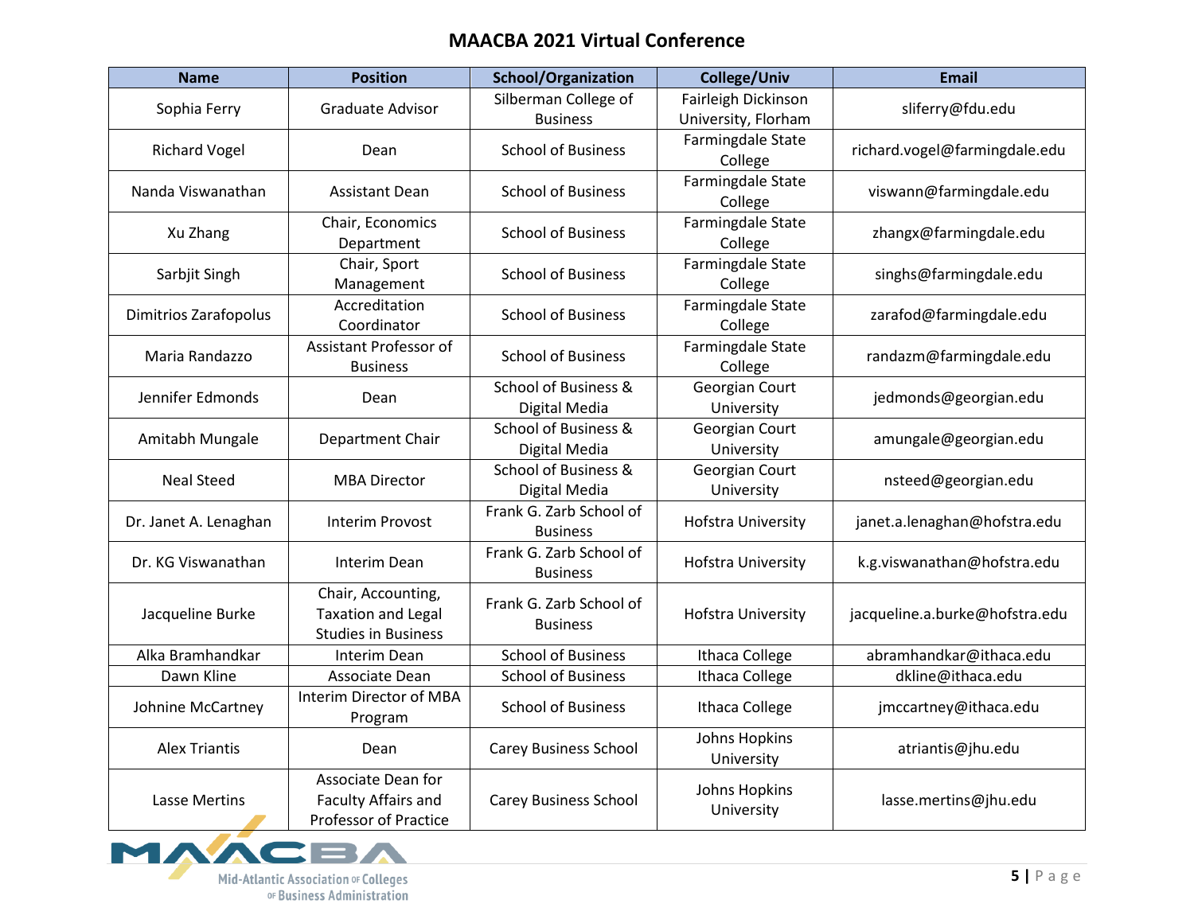## MAACBA 2021 Virtual Conference

| Name | Position | School/Organization | College/Univ | Email |
| --- | --- | --- | --- | --- |
| Sophia Ferry | Graduate Advisor | Silberman College of Business | Fairleigh Dickinson University, Florham | sliferry@fdu.edu |
| Richard Vogel | Dean | School of Business | Farmingdale State College | richard.vogel@farmingdale.edu |
| Nanda Viswanathan | Assistant Dean | School of Business | Farmingdale State College | viswann@farmingdale.edu |
| Xu Zhang | Chair, Economics Department | School of Business | Farmingdale State College | zhangx@farmingdale.edu |
| Sarbjit Singh | Chair, Sport Management | School of Business | Farmingdale State College | singhs@farmingdale.edu |
| Dimitrios Zarafopolus | Accreditation Coordinator | School of Business | Farmingdale State College | zarafod@farmingdale.edu |
| Maria Randazzo | Assistant Professor of Business | School of Business | Farmingdale State College | randazm@farmingdale.edu |
| Jennifer Edmonds | Dean | School of Business & Digital Media | Georgian Court University | jedmonds@georgian.edu |
| Amitabh Mungale | Department Chair | School of Business & Digital Media | Georgian Court University | amungale@georgian.edu |
| Neal Steed | MBA Director | School of Business & Digital Media | Georgian Court University | nsteed@georgian.edu |
| Dr. Janet A. Lenaghan | Interim Provost | Frank G. Zarb School of Business | Hofstra University | janet.a.lenaghan@hofstra.edu |
| Dr. KG Viswanathan | Interim Dean | Frank G. Zarb School of Business | Hofstra University | k.g.viswanathan@hofstra.edu |
| Jacqueline Burke | Chair, Accounting, Taxation and Legal Studies in Business | Frank G. Zarb School of Business | Hofstra University | jacqueline.a.burke@hofstra.edu |
| Alka Bramhandkar | Interim Dean | School of Business | Ithaca College | abramhandkar@ithaca.edu |
| Dawn Kline | Associate Dean | School of Business | Ithaca College | dkline@ithaca.edu |
| Johnine McCartney | Interim Director of MBA Program | School of Business | Ithaca College | jmccartney@ithaca.edu |
| Alex Triantis | Dean | Carey Business School | Johns Hopkins University | atriantis@jhu.edu |
| Lasse Mertins | Associate Dean for Faculty Affairs and Professor of Practice | Carey Business School | Johns Hopkins University | lasse.mertins@jhu.edu |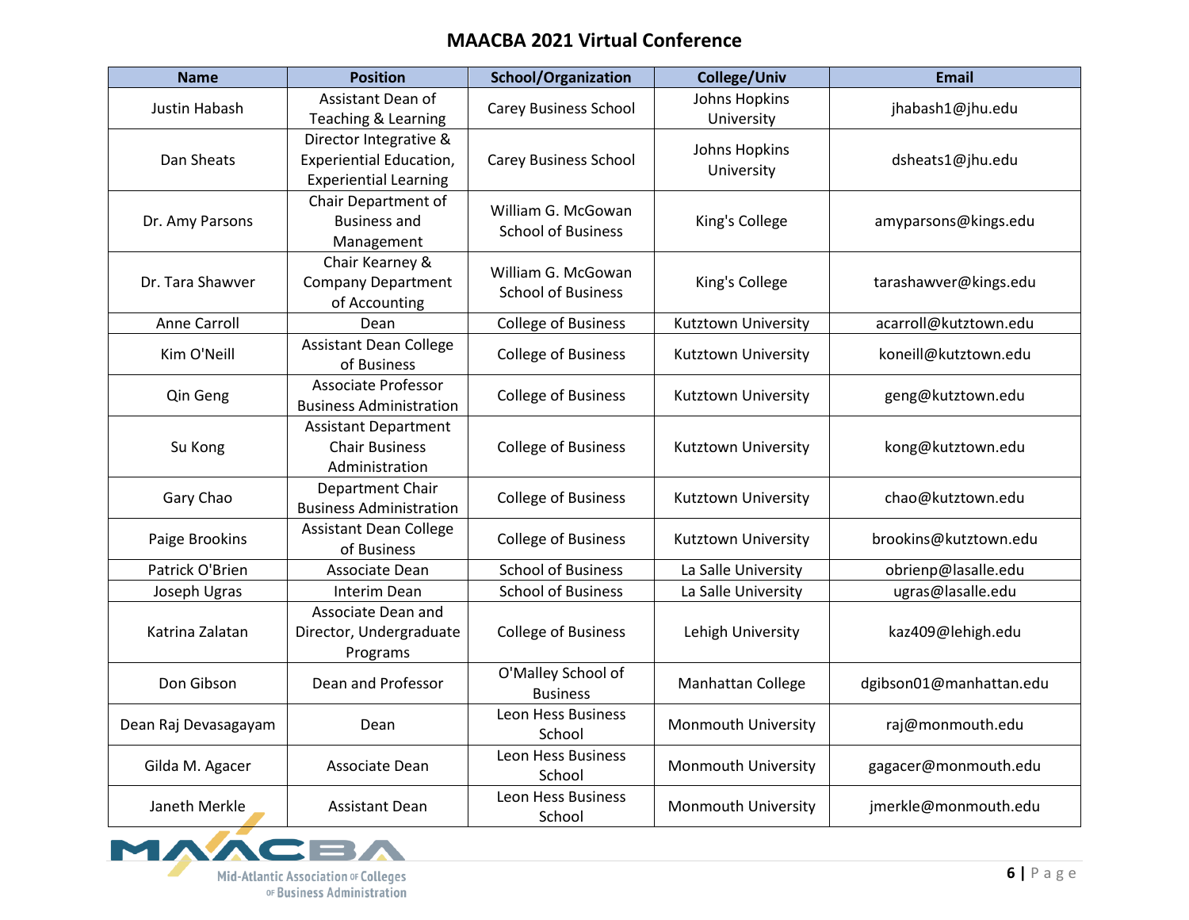## MAACBA 2021 Virtual Conference

| Name | Position | School/Organization | College/Univ | Email |
|---|---|---|---|---|
| Justin Habash | Assistant Dean of Teaching & Learning | Carey Business School | Johns Hopkins University | jhabash1@jhu.edu |
| Dan Sheats | Director Integrative & Experiential Education, Experiential Learning | Carey Business School | Johns Hopkins University | dsheats1@jhu.edu |
| Dr. Amy Parsons | Chair Department of Business and Management | William G. McGowan School of Business | King's College | amyparsons@kings.edu |
| Dr. Tara Shawver | Chair Kearney & Company Department of Accounting | William G. McGowan School of Business | King's College | tarashawver@kings.edu |
| Anne Carroll | Dean | College of Business | Kutztown University | acarroll@kutztown.edu |
| Kim O'Neill | Assistant Dean College of Business | College of Business | Kutztown University | koneill@kutztown.edu |
| Qin Geng | Associate Professor Business Administration | College of Business | Kutztown University | geng@kutztown.edu |
| Su Kong | Assistant Department Chair Business Administration | College of Business | Kutztown University | kong@kutztown.edu |
| Gary Chao | Department Chair Business Administration | College of Business | Kutztown University | chao@kutztown.edu |
| Paige Brookins | Assistant Dean College of Business | College of Business | Kutztown University | brookins@kutztown.edu |
| Patrick O'Brien | Associate Dean | School of Business | La Salle University | obrienp@lasalle.edu |
| Joseph Ugras | Interim Dean | School of Business | La Salle University | ugras@lasalle.edu |
| Katrina Zalatan | Associate Dean and Director, Undergraduate Programs | College of Business | Lehigh University | kaz409@lehigh.edu |
| Don Gibson | Dean and Professor | O'Malley School of Business | Manhattan College | dgibson01@manhattan.edu |
| Dean Raj Devasagayam | Dean | Leon Hess Business School | Monmouth University | raj@monmouth.edu |
| Gilda M. Agacer | Associate Dean | Leon Hess Business School | Monmouth University | gagacer@monmouth.edu |
| Janeth Merkle | Assistant Dean | Leon Hess Business School | Monmouth University | jmerkle@monmouth.edu |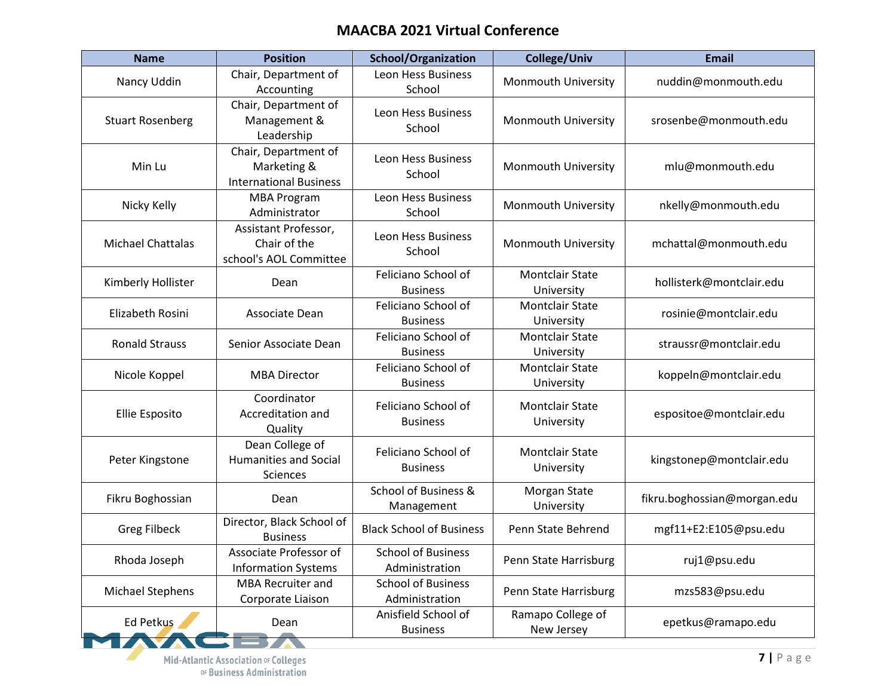## MAACBA 2021 Virtual Conference

| Name | Position | School/Organization | College/Univ | Email |
|---|---|---|---|---|
| Nancy Uddin | Chair, Department of Accounting | Leon Hess Business School | Monmouth University | nuddin@monmouth.edu |
| Stuart Rosenberg | Chair, Department of Management & Leadership | Leon Hess Business School | Monmouth University | srosenbe@monmouth.edu |
| Min Lu | Chair, Department of Marketing & International Business | Leon Hess Business School | Monmouth University | mlu@monmouth.edu |
| Nicky Kelly | MBA Program Administrator | Leon Hess Business School | Monmouth University | nkelly@monmouth.edu |
| Michael Chattalas | Assistant Professor, Chair of the school's AOL Committee | Leon Hess Business School | Monmouth University | mchattal@monmouth.edu |
| Kimberly Hollister | Dean | Feliciano School of Business | Montclair State University | hollisterk@montclair.edu |
| Elizabeth Rosini | Associate Dean | Feliciano School of Business | Montclair State University | rosinie@montclair.edu |
| Ronald Strauss | Senior Associate Dean | Feliciano School of Business | Montclair State University | straussr@montclair.edu |
| Nicole Koppel | MBA Director | Feliciano School of Business | Montclair State University | koppeln@montclair.edu |
| Ellie Esposito | Coordinator Accreditation and Quality | Feliciano School of Business | Montclair State University | espositoe@montclair.edu |
| Peter Kingstone | Dean College of Humanities and Social Sciences | Feliciano School of Business | Montclair State University | kingstonep@montclair.edu |
| Fikru Boghossian | Dean | School of Business & Management | Morgan State University | fikru.boghossian@morgan.edu |
| Greg Filbeck | Director, Black School of Business | Black School of Business | Penn State Behrend | mgf11+E2:E105@psu.edu |
| Rhoda Joseph | Associate Professor of Information Systems | School of Business Administration | Penn State Harrisburg | ruj1@psu.edu |
| Michael Stephens | MBA Recruiter and Corporate Liaison | School of Business Administration | Penn State Harrisburg | mzs583@psu.edu |
| Ed Petkus | Dean | Anisfield School of Business | Ramapo College of New Jersey | epetkus@ramapo.edu |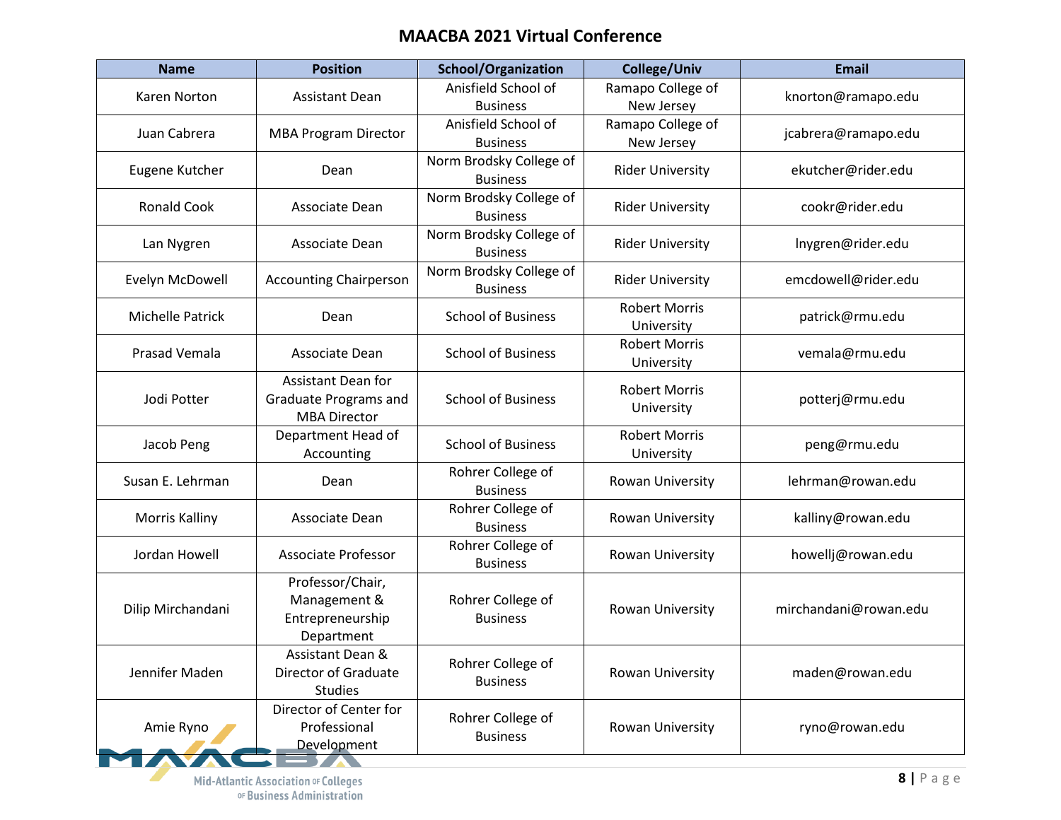# MAACBA 2021 Virtual Conference

| Name | Position | School/Organization | College/Univ | Email |
|---|---|---|---|---|
| Karen Norton | Assistant Dean | Anisfield School of Business | Ramapo College of New Jersey | knorton@ramapo.edu |
| Juan Cabrera | MBA Program Director | Anisfield School of Business | Ramapo College of New Jersey | jcabrera@ramapo.edu |
| Eugene Kutcher | Dean | Norm Brodsky College of Business | Rider University | ekutcher@rider.edu |
| Ronald Cook | Associate Dean | Norm Brodsky College of Business | Rider University | cookr@rider.edu |
| Lan Nygren | Associate Dean | Norm Brodsky College of Business | Rider University | lnygren@rider.edu |
| Evelyn McDowell | Accounting Chairperson | Norm Brodsky College of Business | Rider University | emcdowell@rider.edu |
| Michelle Patrick | Dean | School of Business | Robert Morris University | patrick@rmu.edu |
| Prasad Vemala | Associate Dean | School of Business | Robert Morris University | vemala@rmu.edu |
| Jodi Potter | Assistant Dean for Graduate Programs and MBA Director | School of Business | Robert Morris University | potterj@rmu.edu |
| Jacob Peng | Department Head of Accounting | School of Business | Robert Morris University | peng@rmu.edu |
| Susan E. Lehrman | Dean | Rohrer College of Business | Rowan University | lehrman@rowan.edu |
| Morris Kalliny | Associate Dean | Rohrer College of Business | Rowan University | kalliny@rowan.edu |
| Jordan Howell | Associate Professor | Rohrer College of Business | Rowan University | howellj@rowan.edu |
| Dilip Mirchandani | Professor/Chair, Management & Entrepreneurship Department | Rohrer College of Business | Rowan University | mirchandani@rowan.edu |
| Jennifer Maden | Assistant Dean & Director of Graduate Studies | Rohrer College of Business | Rowan University | maden@rowan.edu |
| Amie Ryno | Director of Center for Professional Development | Rohrer College of Business | Rowan University | ryno@rowan.edu |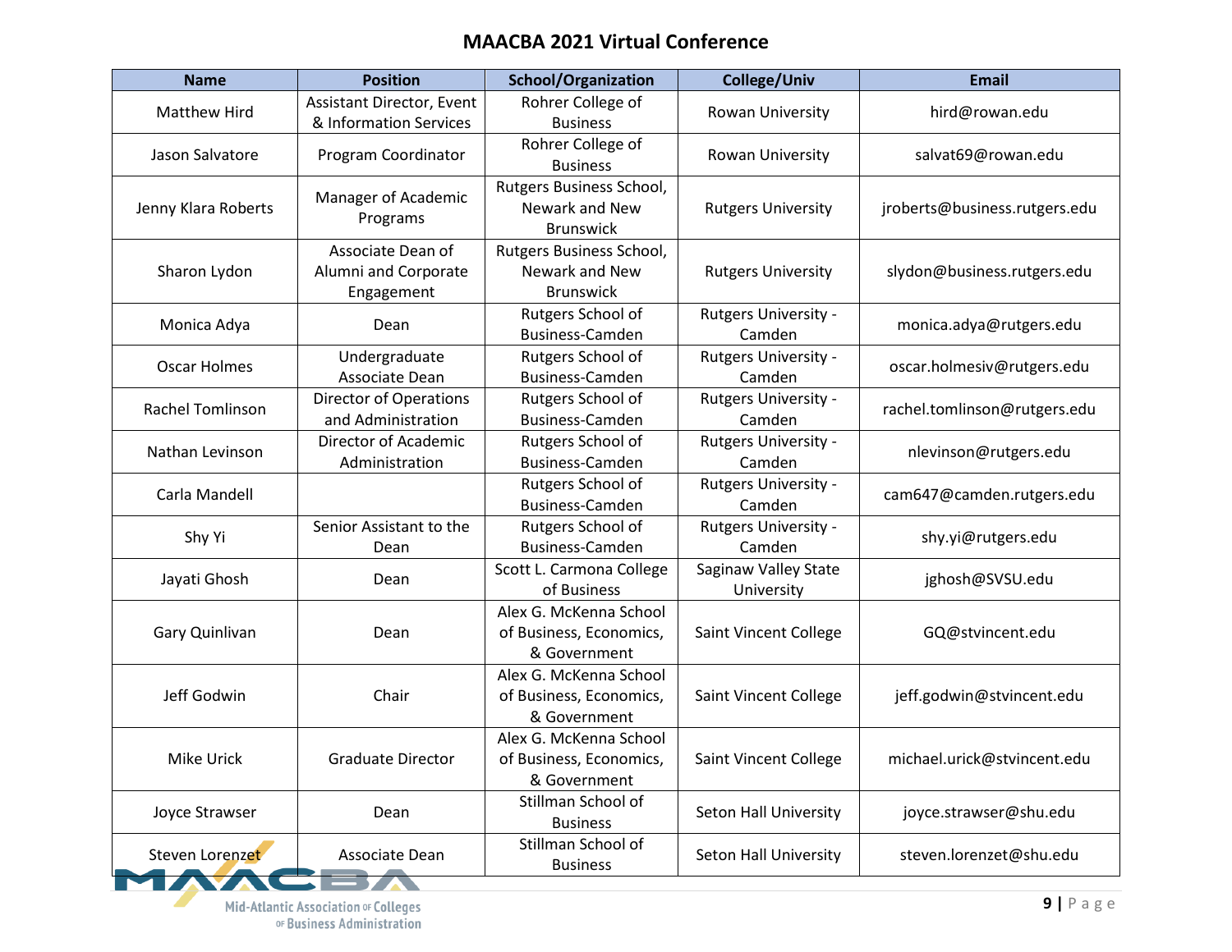# MAACBA 2021 Virtual Conference

| Name | Position | School/Organization | College/Univ | Email |
|---|---|---|---|---|
| Matthew Hird | Assistant Director, Event & Information Services | Rohrer College of Business | Rowan University | hird@rowan.edu |
| Jason Salvatore | Program Coordinator | Rohrer College of Business | Rowan University | salvat69@rowan.edu |
| Jenny Klara Roberts | Manager of Academic Programs | Rutgers Business School, Newark and New Brunswick | Rutgers University | jroberts@business.rutgers.edu |
| Sharon Lydon | Associate Dean of Alumni and Corporate Engagement | Rutgers Business School, Newark and New Brunswick | Rutgers University | slydon@business.rutgers.edu |
| Monica Adya | Dean | Rutgers School of Business-Camden | Rutgers University - Camden | monica.adya@rutgers.edu |
| Oscar Holmes | Undergraduate Associate Dean | Rutgers School of Business-Camden | Rutgers University - Camden | oscar.holmesiv@rutgers.edu |
| Rachel Tomlinson | Director of Operations and Administration | Rutgers School of Business-Camden | Rutgers University - Camden | rachel.tomlinson@rutgers.edu |
| Nathan Levinson | Director of Academic Administration | Rutgers School of Business-Camden | Rutgers University - Camden | nlevinson@rutgers.edu |
| Carla Mandell | | Rutgers School of Business-Camden | Rutgers University - Camden | cam647@camden.rutgers.edu |
| Shy Yi | Senior Assistant to the Dean | Rutgers School of Business-Camden | Rutgers University - Camden | shy.yi@rutgers.edu |
| Jayati Ghosh | Dean | Scott L. Carmona College of Business | Saginaw Valley State University | jghosh@SVSU.edu |
| Gary Quinlivan | Dean | Alex G. McKenna School of Business, Economics, & Government | Saint Vincent College | GQ@stvincent.edu |
| Jeff Godwin | Chair | Alex G. McKenna School of Business, Economics, & Government | Saint Vincent College | jeff.godwin@stvincent.edu |
| Mike Urick | Graduate Director | Alex G. McKenna School of Business, Economics, & Government | Saint Vincent College | michael.urick@stvincent.edu |
| Joyce Strawser | Dean | Stillman School of Business | Seton Hall University | joyce.strawser@shu.edu |
| Steven Lorenzet | Associate Dean | Stillman School of Business | Seton Hall University | steven.lorenzet@shu.edu |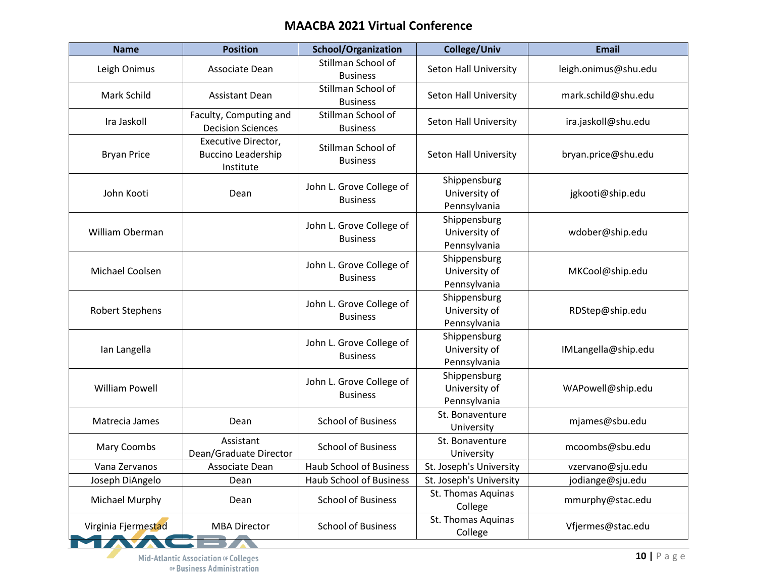# MAACBA 2021 Virtual Conference

| Name | Position | School/Organization | College/Univ | Email |
|---|---|---|---|---|
| Leigh Onimus | Associate Dean | Stillman School of Business | Seton Hall University | leigh.onimus@shu.edu |
| Mark Schild | Assistant Dean | Stillman School of Business | Seton Hall University | mark.schild@shu.edu |
| Ira Jaskoll | Faculty, Computing and Decision Sciences | Stillman School of Business | Seton Hall University | ira.jaskoll@shu.edu |
| Bryan Price | Executive Director, Buccino Leadership Institute | Stillman School of Business | Seton Hall University | bryan.price@shu.edu |
| John Kooti | Dean | John L. Grove College of Business | Shippensburg University of Pennsylvania | jgkooti@ship.edu |
| William Oberman | | John L. Grove College of Business | Shippensburg University of Pennsylvania | wdober@ship.edu |
| Michael Coolsen | | John L. Grove College of Business | Shippensburg University of Pennsylvania | MKCool@ship.edu |
| Robert Stephens | | John L. Grove College of Business | Shippensburg University of Pennsylvania | RDStep@ship.edu |
| Ian Langella | | John L. Grove College of Business | Shippensburg University of Pennsylvania | IMLangella@ship.edu |
| William Powell | | John L. Grove College of Business | Shippensburg University of Pennsylvania | WAPowell@ship.edu |
| Matrecia James | Dean | School of Business | St. Bonaventure University | mjames@sbu.edu |
| Mary Coombs | Assistant Dean/Graduate Director | School of Business | St. Bonaventure University | mcoombs@sbu.edu |
| Vana Zervanos | Associate Dean | Haub School of Business | St. Joseph's University | vzervano@sju.edu |
| Joseph DiAngelo | Dean | Haub School of Business | St. Joseph's University | jodiange@sju.edu |
| Michael Murphy | Dean | School of Business | St. Thomas Aquinas College | mmurphy@stac.edu |
| Virginia Fjermestad | MBA Director | School of Business | St. Thomas Aquinas College | Vfjermes@stac.edu |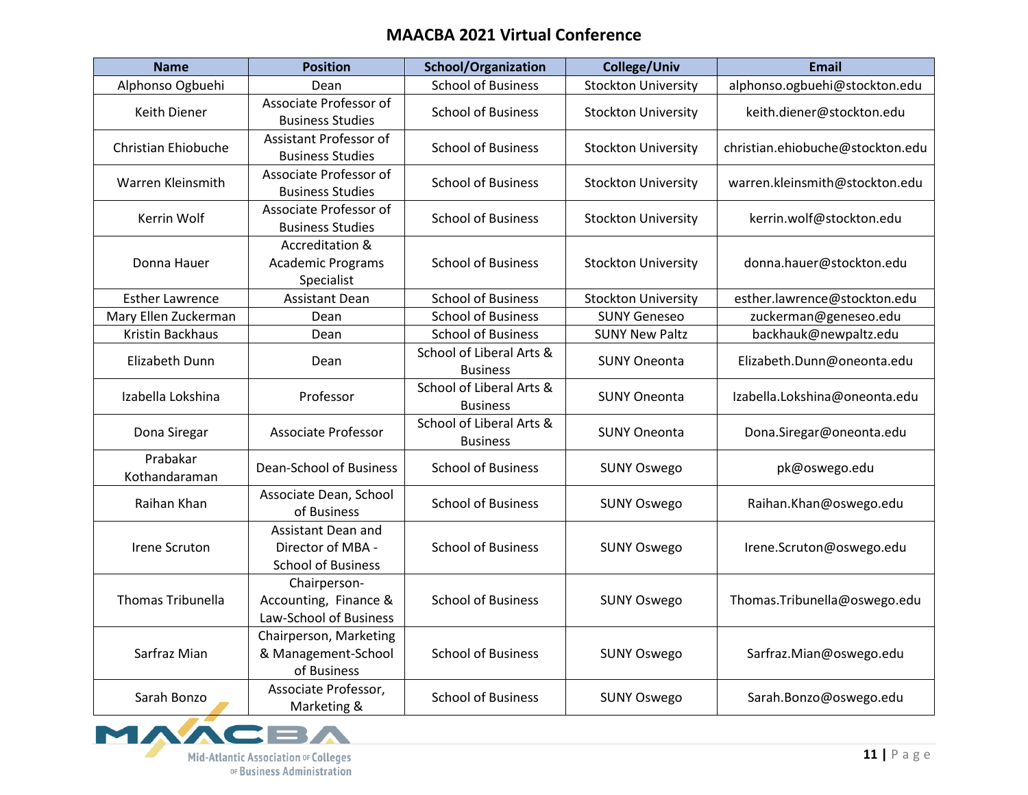## MAACBA 2021 Virtual Conference

| Name | Position | School/Organization | College/Univ | Email |
|---|---|---|---|---|
| Alphonso Ogbuehi | Dean | School of Business | Stockton University | alphonso.ogbuehi@stockton.edu |
| Keith Diener | Associate Professor of Business Studies | School of Business | Stockton University | keith.diener@stockton.edu |
| Christian Ehiobuche | Assistant Professor of Business Studies | School of Business | Stockton University | christian.ehiobuche@stockton.edu |
| Warren Kleinsmith | Associate Professor of Business Studies | School of Business | Stockton University | warren.kleinsmith@stockton.edu |
| Kerrin Wolf | Associate Professor of Business Studies | School of Business | Stockton University | kerrin.wolf@stockton.edu |
| Donna Hauer | Accreditation & Academic Programs Specialist | School of Business | Stockton University | donna.hauer@stockton.edu |
| Esther Lawrence | Assistant Dean | School of Business | Stockton University | esther.lawrence@stockton.edu |
| Mary Ellen Zuckerman | Dean | School of Business | SUNY Geneseo | zuckerman@geneseo.edu |
| Kristin Backhaus | Dean | School of Business | SUNY New Paltz | backhauk@newpaltz.edu |
| Elizabeth Dunn | Dean | School of Liberal Arts & Business | SUNY Oneonta | Elizabeth.Dunn@oneonta.edu |
| Izabella Lokshina | Professor | School of Liberal Arts & Business | SUNY Oneonta | Izabella.Lokshina@oneonta.edu |
| Dona Siregar | Associate Professor | School of Liberal Arts & Business | SUNY Oneonta | Dona.Siregar@oneonta.edu |
| Prabakar Kothandaraman | Dean-School of Business | School of Business | SUNY Oswego | pk@oswego.edu |
| Raihan Khan | Associate Dean, School of Business | School of Business | SUNY Oswego | Raihan.Khan@oswego.edu |
| Irene Scruton | Assistant Dean and Director of MBA - School of Business | School of Business | SUNY Oswego | Irene.Scruton@oswego.edu |
| Thomas Tribunella | Chairperson- Accounting, Finance & Law-School of Business | School of Business | SUNY Oswego | Thomas.Tribunella@oswego.edu |
| Sarfraz Mian | Chairperson, Marketing & Management-School of Business | School of Business | SUNY Oswego | Sarfraz.Mian@oswego.edu |
| Sarah Bonzo | Associate Professor, Marketing & | School of Business | SUNY Oswego | Sarah.Bonzo@oswego.edu |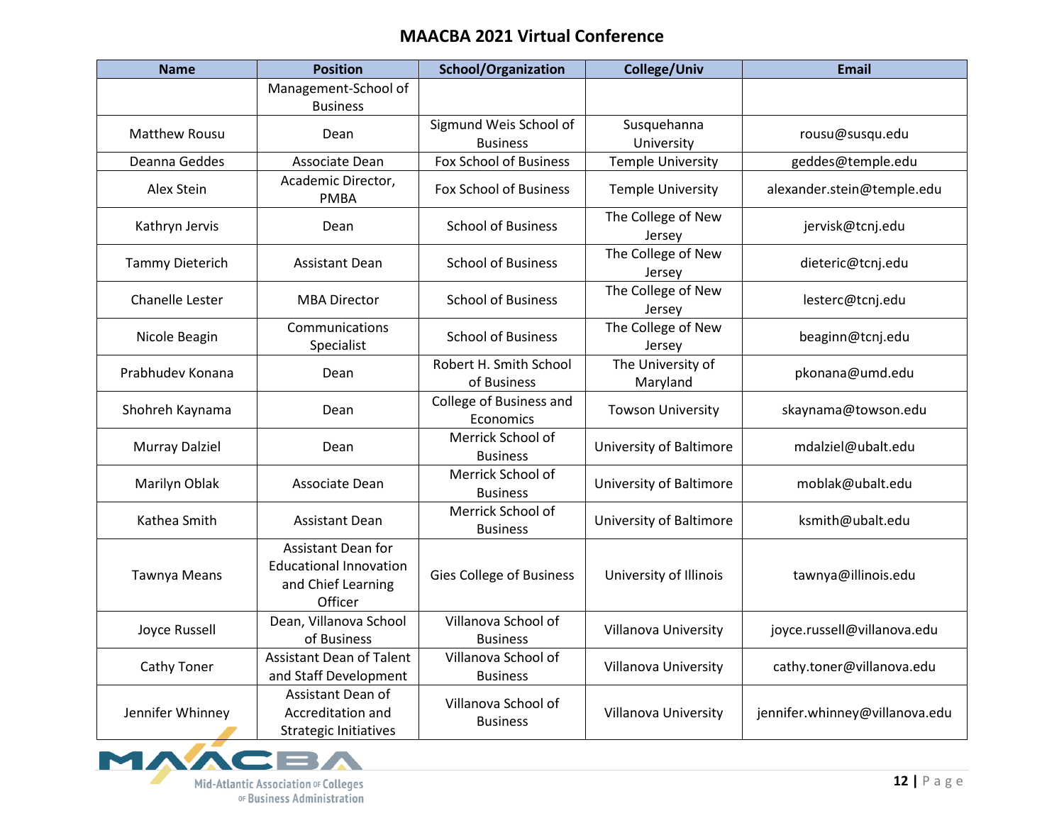## MAACBA 2021 Virtual Conference

| Name | Position | School/Organization | College/Univ | Email |
|---|---|---|---|---|
| | Management-School of Business | | | |
| Matthew Rousu | Dean | Sigmund Weis School of Business | Susquehanna University | rousu@susqu.edu |
| Deanna Geddes | Associate Dean | Fox School of Business | Temple University | geddes@temple.edu |
| Alex Stein | Academic Director, PMBA | Fox School of Business | Temple University | alexander.stein@temple.edu |
| Kathryn Jervis | Dean | School of Business | The College of New Jersey | jervisk@tcnj.edu |
| Tammy Dieterich | Assistant Dean | School of Business | The College of New Jersey | dieteric@tcnj.edu |
| Chanelle Lester | MBA Director | School of Business | The College of New Jersey | lesterc@tcnj.edu |
| Nicole Beagin | Communications Specialist | School of Business | The College of New Jersey | beaginn@tcnj.edu |
| Prabhudev Konana | Dean | Robert H. Smith School of Business | The University of Maryland | pkonana@umd.edu |
| Shohreh Kaynama | Dean | College of Business and Economics | Towson University | skaynama@towson.edu |
| Murray Dalziel | Dean | Merrick School of Business | University of Baltimore | mdalziel@ubalt.edu |
| Marilyn Oblak | Associate Dean | Merrick School of Business | University of Baltimore | moblak@ubalt.edu |
| Kathea Smith | Assistant Dean | Merrick School of Business | University of Baltimore | ksmith@ubalt.edu |
| Tawnya Means | Assistant Dean for Educational Innovation and Chief Learning Officer | Gies College of Business | University of Illinois | tawnya@illinois.edu |
| Joyce Russell | Dean, Villanova School of Business | Villanova School of Business | Villanova University | joyce.russell@villanova.edu |
| Cathy Toner | Assistant Dean of Talent and Staff Development | Villanova School of Business | Villanova University | cathy.toner@villanova.edu |
| Jennifer Whinney | Assistant Dean of Accreditation and Strategic Initiatives | Villanova School of Business | Villanova University | jennifer.whinney@villanova.edu |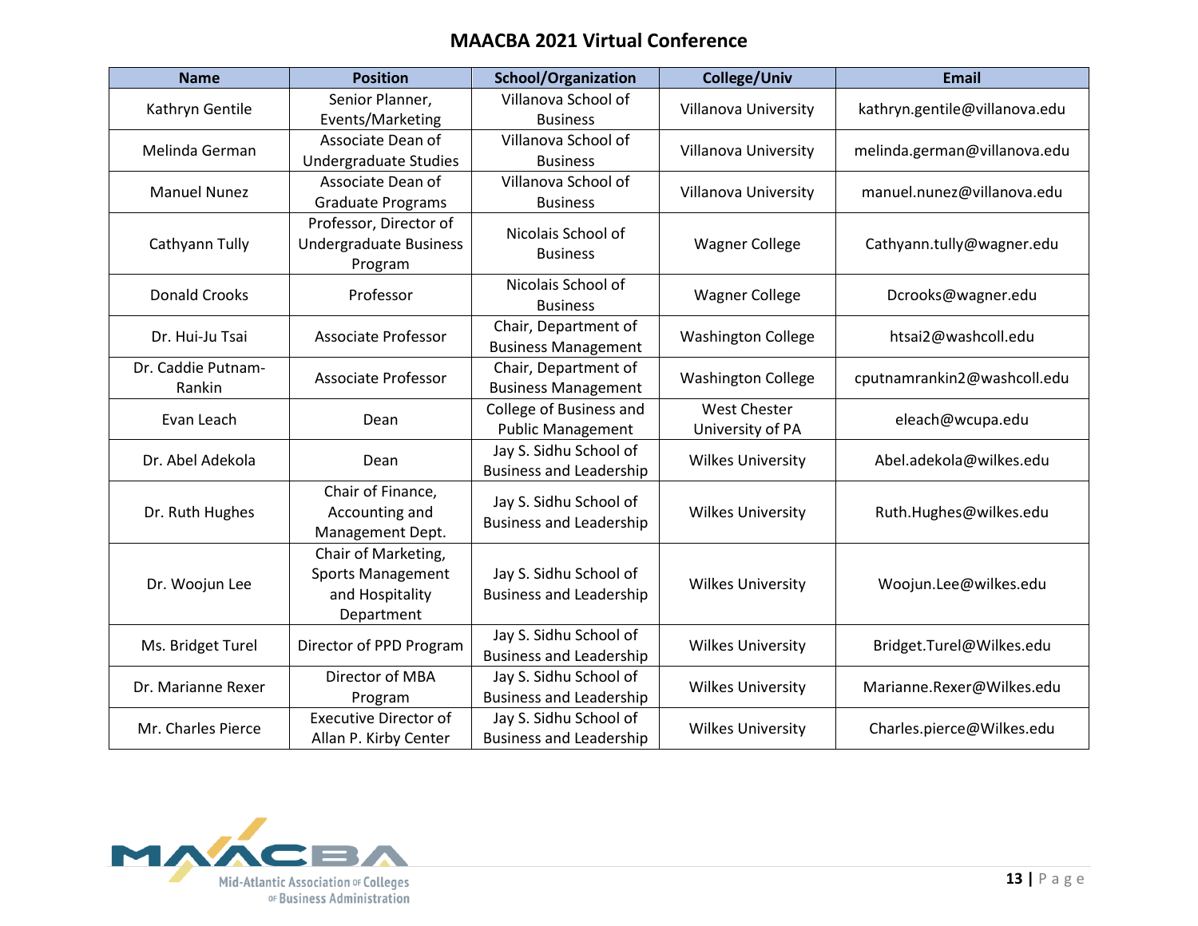## MAACBA 2021 Virtual Conference

| Name | Position | School/Organization | College/Univ | Email |
|---|---|---|---|---|
| Kathryn Gentile | Senior Planner, Events/Marketing | Villanova School of Business | Villanova University | kathryn.gentile@villanova.edu |
| Melinda German | Associate Dean of Undergraduate Studies | Villanova School of Business | Villanova University | melinda.german@villanova.edu |
| Manuel Nunez | Associate Dean of Graduate Programs | Villanova School of Business | Villanova University | manuel.nunez@villanova.edu |
| Cathyann Tully | Professor, Director of Undergraduate Business Program | Nicolais School of Business | Wagner College | Cathyann.tully@wagner.edu |
| Donald Crooks | Professor | Nicolais School of Business | Wagner College | Dcrooks@wagner.edu |
| Dr. Hui-Ju Tsai | Associate Professor | Chair, Department of Business Management | Washington College | htsai2@washcoll.edu |
| Dr. Caddie Putnam-Rankin | Associate Professor | Chair, Department of Business Management | Washington College | cputnamrankin2@washcoll.edu |
| Evan Leach | Dean | College of Business and Public Management | West Chester University of PA | eleach@wcupa.edu |
| Dr. Abel Adekola | Dean | Jay S. Sidhu School of Business and Leadership | Wilkes University | Abel.adekola@wilkes.edu |
| Dr. Ruth Hughes | Chair of Finance, Accounting and Management Dept. | Jay S. Sidhu School of Business and Leadership | Wilkes University | Ruth.Hughes@wilkes.edu |
| Dr. Woojun Lee | Chair of Marketing, Sports Management and Hospitality Department | Jay S. Sidhu School of Business and Leadership | Wilkes University | Woojun.Lee@wilkes.edu |
| Ms. Bridget Turel | Director of PPD Program | Jay S. Sidhu School of Business and Leadership | Wilkes University | Bridget.Turel@Wilkes.edu |
| Dr. Marianne Rexer | Director of MBA Program | Jay S. Sidhu School of Business and Leadership | Wilkes University | Marianne.Rexer@Wilkes.edu |
| Mr. Charles Pierce | Executive Director of Allan P. Kirby Center | Jay S. Sidhu School of Business and Leadership | Wilkes University | Charles.pierce@Wilkes.edu |

MAACBA
Mid-Atlantic Association of Colleges of Business Administration